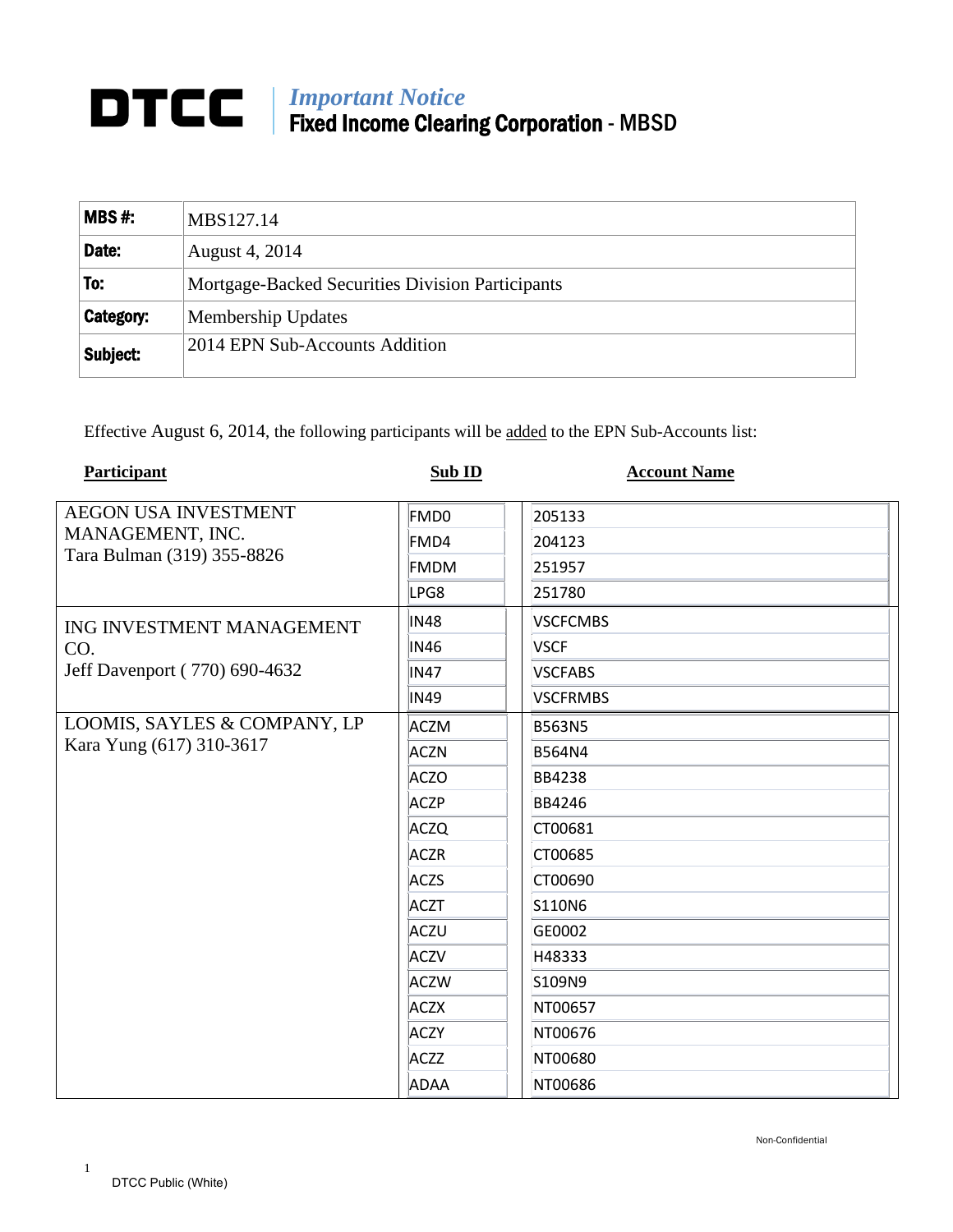**DTCC** | *Important Notice*
**Fixed Income Clearing Corporation** - MBSD

| | |
|---|---|
| **MBS #:** | MBS127.14 |
| **Date:** | August 4, 2014 |
| **To:** | Mortgage-Backed Securities Division Participants |
| **Category:** | Membership Updates |
| **Subject:** | 2014 EPN Sub-Accounts Addition |

Effective August 6, 2014, the following participants will be added to the EPN Sub-Accounts list:

| Participant | Sub ID | Account Name |
|---|---|---|
| AEGON USA INVESTMENT MANAGEMENT, INC. Tara Bulman (319) 355-8826 | FMD0 | 205133 |
| | FMD4 | 204123 |
| | FMDM | 251957 |
| | LPG8 | 251780 |
| ING INVESTMENT MANAGEMENT CO. Jeff Davenport ( 770) 690-4632 | IN48 | VSCFCMBS |
| | IN46 | VSCF |
| | IN47 | VSCFABS |
| | IN49 | VSCFRMBS |
| LOOMIS, SAYLES & COMPANY, LP Kara Yung (617) 310-3617 | ACZM | B563N5 |
| | ACZN | B564N4 |
| | ACZO | BB4238 |
| | ACZP | BB4246 |
| | ACZQ | CT00681 |
| | ACZR | CT00685 |
| | ACZS | CT00690 |
| | ACZT | S110N6 |
| | ACZU | GE0002 |
| | ACZV | H48333 |
| | ACZW | S109N9 |
| | ACZX | NT00657 |
| | ACZY | NT00676 |
| | ACZZ | NT00680 |
| | ADAA | NT00686 |

Non-Confidential

DTCC Public (White)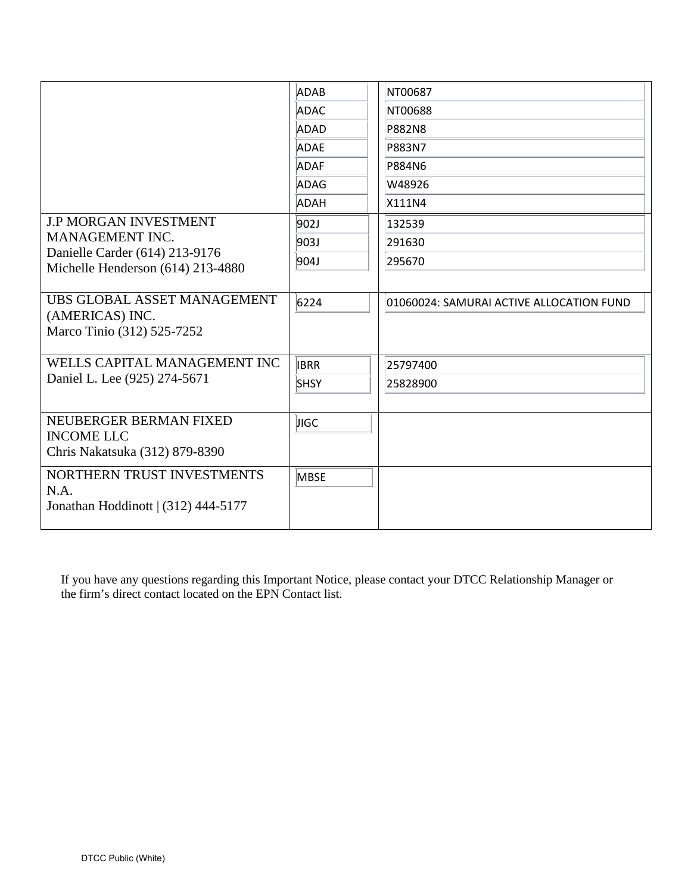| | | |
|---|---|---|
| | ADAB<br>ADAC<br>ADAD<br>ADAE<br>ADAF<br>ADAG<br>ADAH | NT00687<br>NT00688<br>P882N8<br>P883N7<br>P884N6<br>W48926<br>X111N4 |
| J.P MORGAN INVESTMENT MANAGEMENT INC.<br>Danielle Carder (614) 213-9176<br>Michelle Henderson (614) 213-4880 | 902J<br>903J<br>904J | 132539<br>291630<br>295670 |
| UBS GLOBAL ASSET MANAGEMENT (AMERICAS) INC.<br>Marco Tinio (312) 525-7252 | 6224 | 01060024: SAMURAI ACTIVE ALLOCATION FUND |
| WELLS CAPITAL MANAGEMENT INC<br>Daniel L. Lee (925) 274-5671 | IBRR<br>SHSY | 25797400<br>25828900 |
| NEUBERGER BERMAN FIXED INCOME LLC<br>Chris Nakatsuka (312) 879-8390 | JIGC | |
| NORTHERN TRUST INVESTMENTS N.A.<br>Jonathan Hoddinott \| (312) 444-5177 | MBSE | |

If you have any questions regarding this Important Notice, please contact your DTCC Relationship Manager or the firm's direct contact located on the EPN Contact list.

DTCC Public (White)